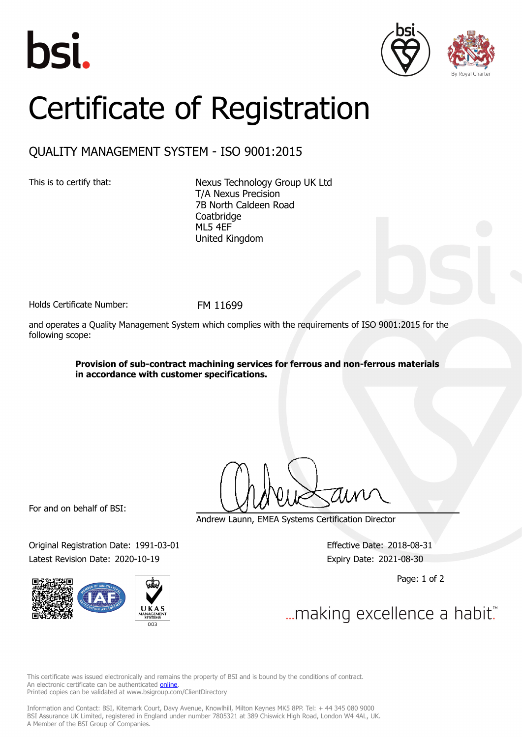# Certificate of Registration

## QUALITY MANAGEMENT SYSTEM - ISO 9001:2015

This is to certify that:

Nexus Technology Group UK Ltd
T/A Nexus Precision
7B North Caldeen Road
Coatbridge
ML5 4EF
United Kingdom

Holds Certificate Number: FM 11699

and operates a Quality Management System which complies with the requirements of ISO 9001:2015 for the following scope:

**Provision of sub-contract machining services for ferrous and non-ferrous materials in accordance with customer specifications.**

For and on behalf of BSI:

Andrew Launn, EMEA Systems Certification Director

Original Registration Date: 1991-03-01

Latest Revision Date: 2020-10-19

Effective Date: 2018-08-31

Expiry Date: 2021-08-30

...making excellence a habit.™

This certificate was issued electronically and remains the property of BSI and is bound by the conditions of contract.
An electronic certificate can be authenticated online.
Printed copies can be validated at www.bsigroup.com/ClientDirectory

Information and Contact: BSI, Kitemark Court, Davy Avenue, Knowlhill, Milton Keynes MK5 8PP. Tel: + 44 345 080 9000
BSI Assurance UK Limited, registered in England under number 7805321 at 389 Chiswick High Road, London W4 4AL, UK.
A Member of the BSI Group of Companies.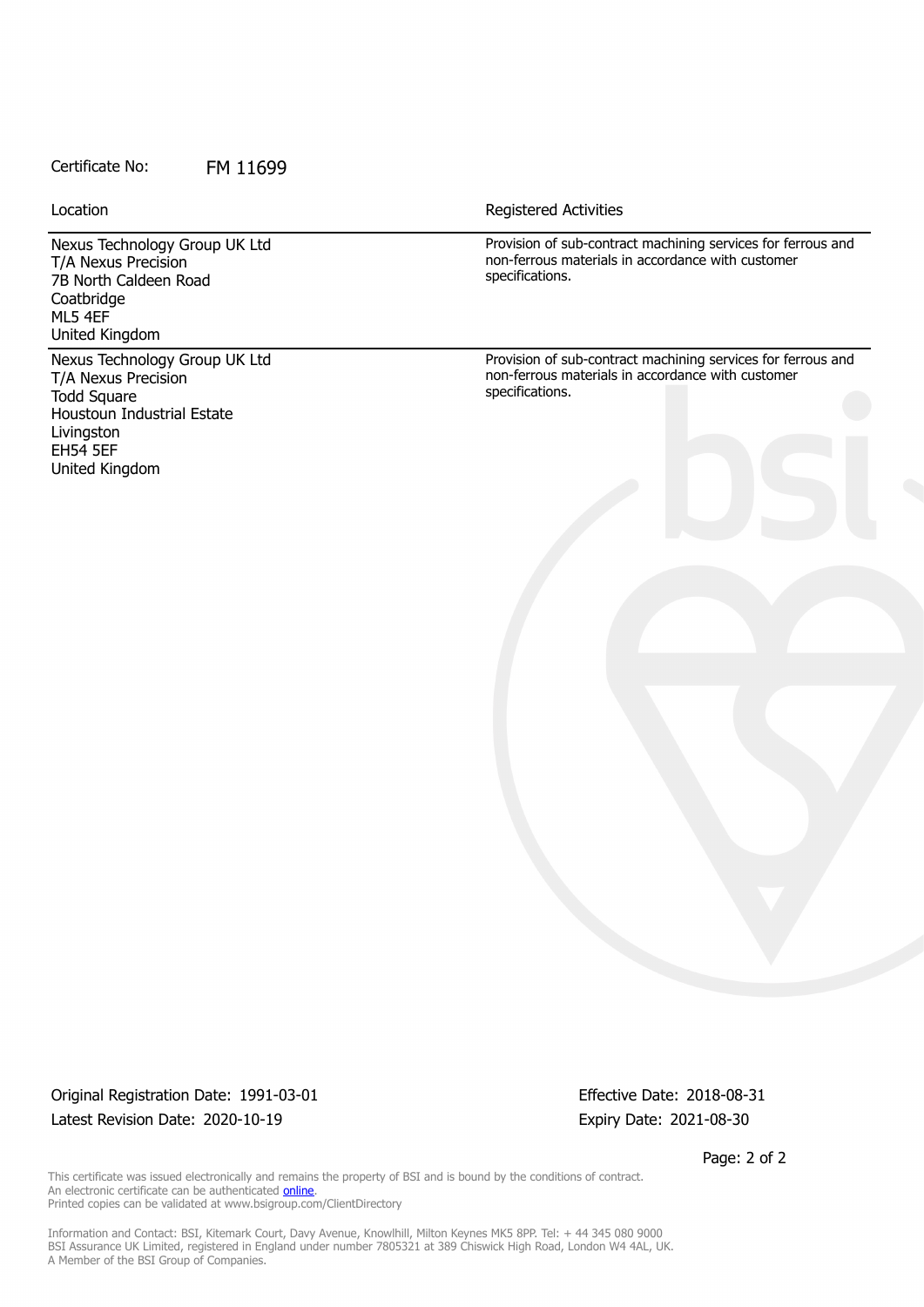Certificate No: FM 11699

| Location | Registered Activities |
| --- | --- |
| Nexus Technology Group UK Ltd<br>T/A Nexus Precision<br>7B North Caldeen Road<br>Coatbridge<br>ML5 4EF<br>United Kingdom | Provision of sub-contract machining services for ferrous and non-ferrous materials in accordance with customer specifications. |
| Nexus Technology Group UK Ltd<br>T/A Nexus Precision<br>Todd Square<br>Houstoun Industrial Estate<br>Livingston<br>EH54 5EF<br>United Kingdom | Provision of sub-contract machining services for ferrous and non-ferrous materials in accordance with customer specifications. |

Original Registration Date: 1991-03-01
Latest Revision Date: 2020-10-19

Effective Date: 2018-08-31
Expiry Date: 2021-08-30

This certificate was issued electronically and remains the property of BSI and is bound by the conditions of contract.
An electronic certificate can be authenticated online.
Printed copies can be validated at www.bsigroup.com/ClientDirectory

Information and Contact: BSI, Kitemark Court, Davy Avenue, Knowlhill, Milton Keynes MK5 8PP. Tel: + 44 345 080 9000
BSI Assurance UK Limited, registered in England under number 7805321 at 389 Chiswick High Road, London W4 4AL, UK.
A Member of the BSI Group of Companies.